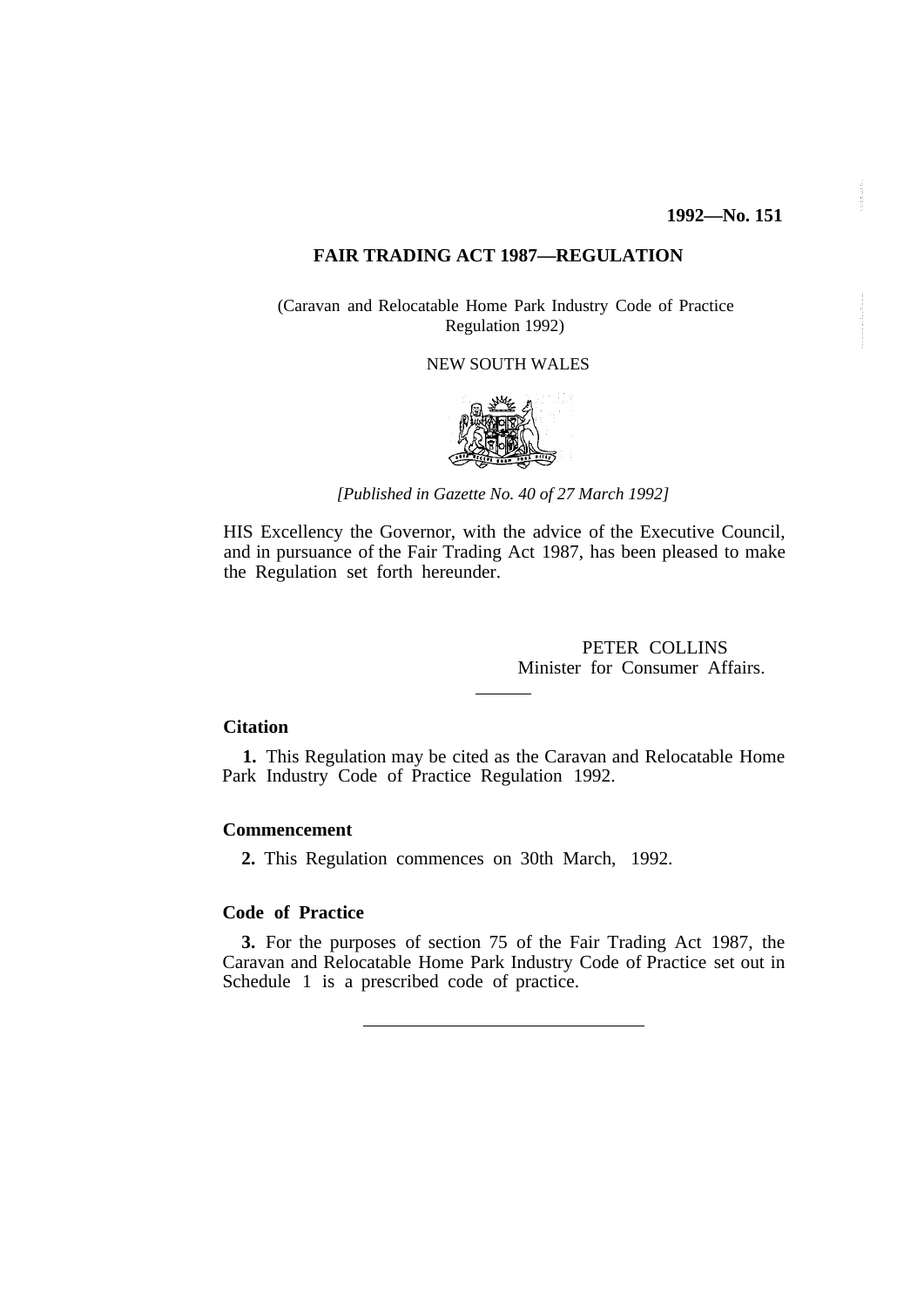**1992—No. 151**

# FAIR TRADING ACT 1987—REGULATION

(Caravan and Relocatable Home Park Industry Code of Practice Regulation 1992)

NEW SOUTH WALES

*[Published in Gazette No. 40 of 27 March 1992]*

HIS Excellency the Governor, with the advice of the Executive Council, and in pursuance of the Fair Trading Act 1987, has been pleased to make the Regulation set forth hereunder.

PETER COLLINS
Minister for Consumer Affairs.

---

## Citation

**1.** This Regulation may be cited as the Caravan and Relocatable Home Park Industry Code of Practice Regulation 1992.

## Commencement

**2.** This Regulation commences on 30th March, 1992.

## Code of Practice

**3.** For the purposes of section 75 of the Fair Trading Act 1987, the Caravan and Relocatable Home Park Industry Code of Practice set out in Schedule 1 is a prescribed code of practice.

---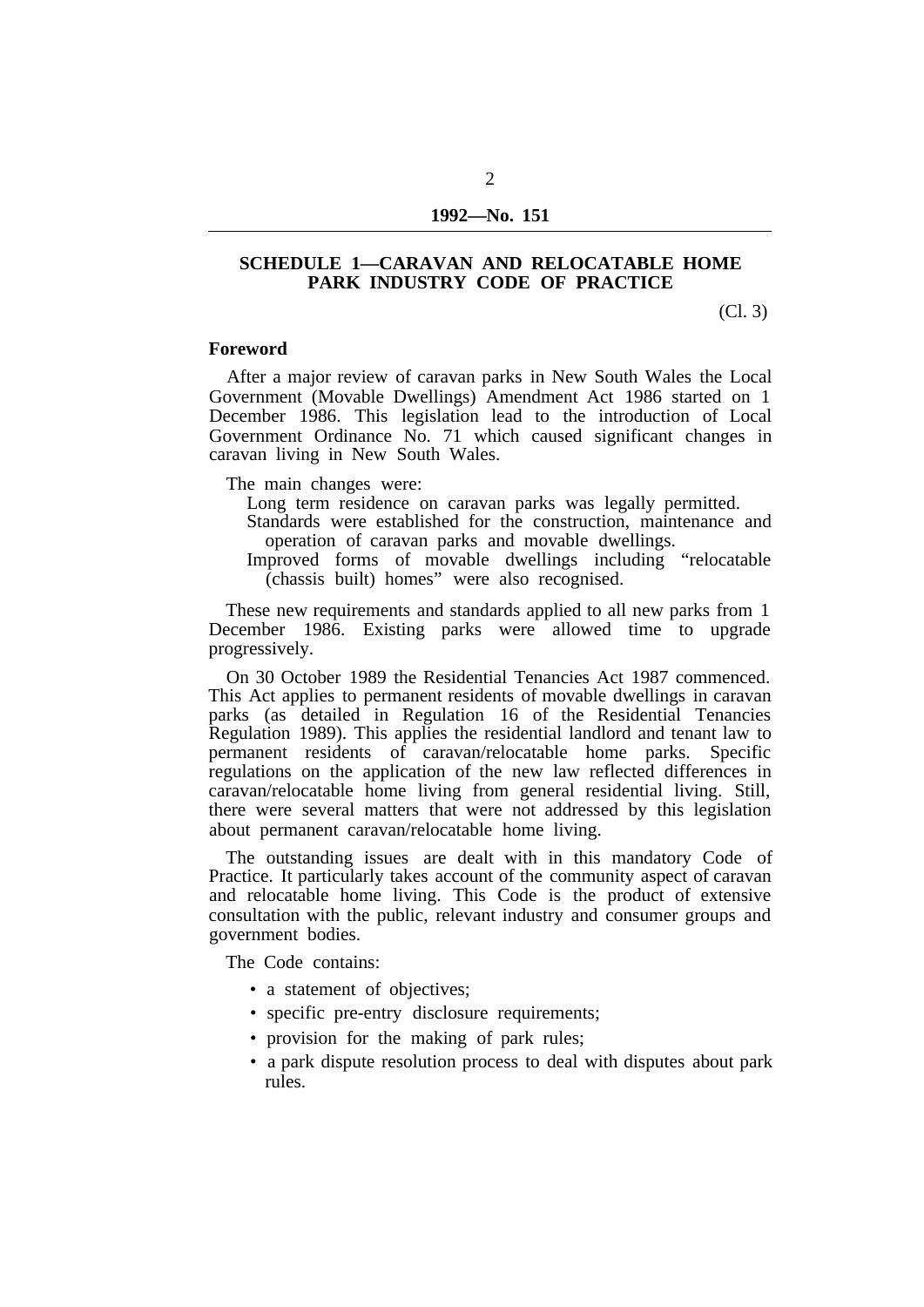## SCHEDULE 1—CARAVAN AND RELOCATABLE HOME PARK INDUSTRY CODE OF PRACTICE

(Cl. 3)

### Foreword

After a major review of caravan parks in New South Wales the Local Government (Movable Dwellings) Amendment Act 1986 started on 1 December 1986. This legislation lead to the introduction of Local Government Ordinance No. 71 which caused significant changes in caravan living in New South Wales.

The main changes were:

Long term residence on caravan parks was legally permitted.

Standards were established for the construction, maintenance and operation of caravan parks and movable dwellings.

Improved forms of movable dwellings including "relocatable (chassis built) homes" were also recognised.

These new requirements and standards applied to all new parks from 1 December 1986. Existing parks were allowed time to upgrade progressively.

On 30 October 1989 the Residential Tenancies Act 1987 commenced. This Act applies to permanent residents of movable dwellings in caravan parks (as detailed in Regulation 16 of the Residential Tenancies Regulation 1989). This applies the residential landlord and tenant law to permanent residents of caravan/relocatable home parks. Specific regulations on the application of the new law reflected differences in caravan/relocatable home living from general residential living. Still, there were several matters that were not addressed by this legislation about permanent caravan/relocatable home living.

The outstanding issues are dealt with in this mandatory Code of Practice. It particularly takes account of the community aspect of caravan and relocatable home living. This Code is the product of extensive consultation with the public, relevant industry and consumer groups and government bodies.

The Code contains:

- a statement of objectives;
- specific pre-entry disclosure requirements;
- provision for the making of park rules;
- a park dispute resolution process to deal with disputes about park rules.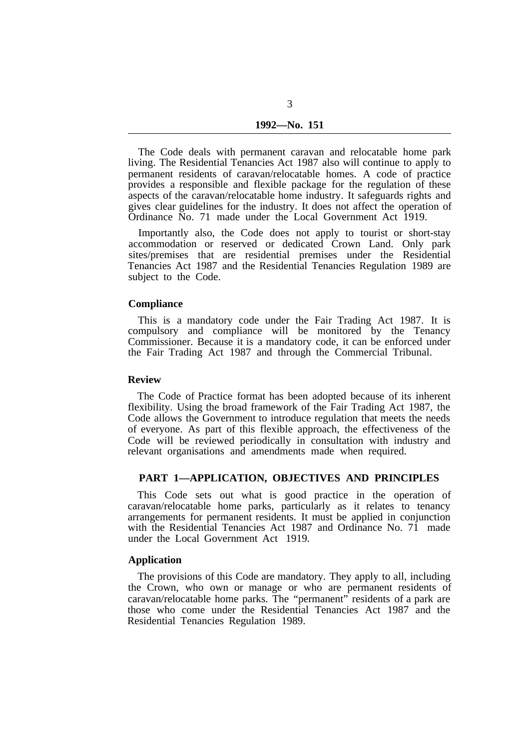The Code deals with permanent caravan and relocatable home park living. The Residential Tenancies Act 1987 also will continue to apply to permanent residents of caravan/relocatable homes. A code of practice provides a responsible and flexible package for the regulation of these aspects of the caravan/relocatable home industry. It safeguards rights and gives clear guidelines for the industry. It does not affect the operation of Ordinance No. 71 made under the Local Government Act 1919.

Importantly also, the Code does not apply to tourist or short-stay accommodation or reserved or dedicated Crown Land. Only park sites/premises that are residential premises under the Residential Tenancies Act 1987 and the Residential Tenancies Regulation 1989 are subject to the Code.

### Compliance

This is a mandatory code under the Fair Trading Act 1987. It is compulsory and compliance will be monitored by the Tenancy Commissioner. Because it is a mandatory code, it can be enforced under the Fair Trading Act 1987 and through the Commercial Tribunal.

### Review

The Code of Practice format has been adopted because of its inherent flexibility. Using the broad framework of the Fair Trading Act 1987, the Code allows the Government to introduce regulation that meets the needs of everyone. As part of this flexible approach, the effectiveness of the Code will be reviewed periodically in consultation with industry and relevant organisations and amendments made when required.

## PART 1—APPLICATION, OBJECTIVES AND PRINCIPLES

This Code sets out what is good practice in the operation of caravan/relocatable home parks, particularly as it relates to tenancy arrangements for permanent residents. It must be applied in conjunction with the Residential Tenancies Act 1987 and Ordinance No. 71 made under the Local Government Act 1919.

### Application

The provisions of this Code are mandatory. They apply to all, including the Crown, who own or manage or who are permanent residents of caravan/relocatable home parks. The "permanent" residents of a park are those who come under the Residential Tenancies Act 1987 and the Residential Tenancies Regulation 1989.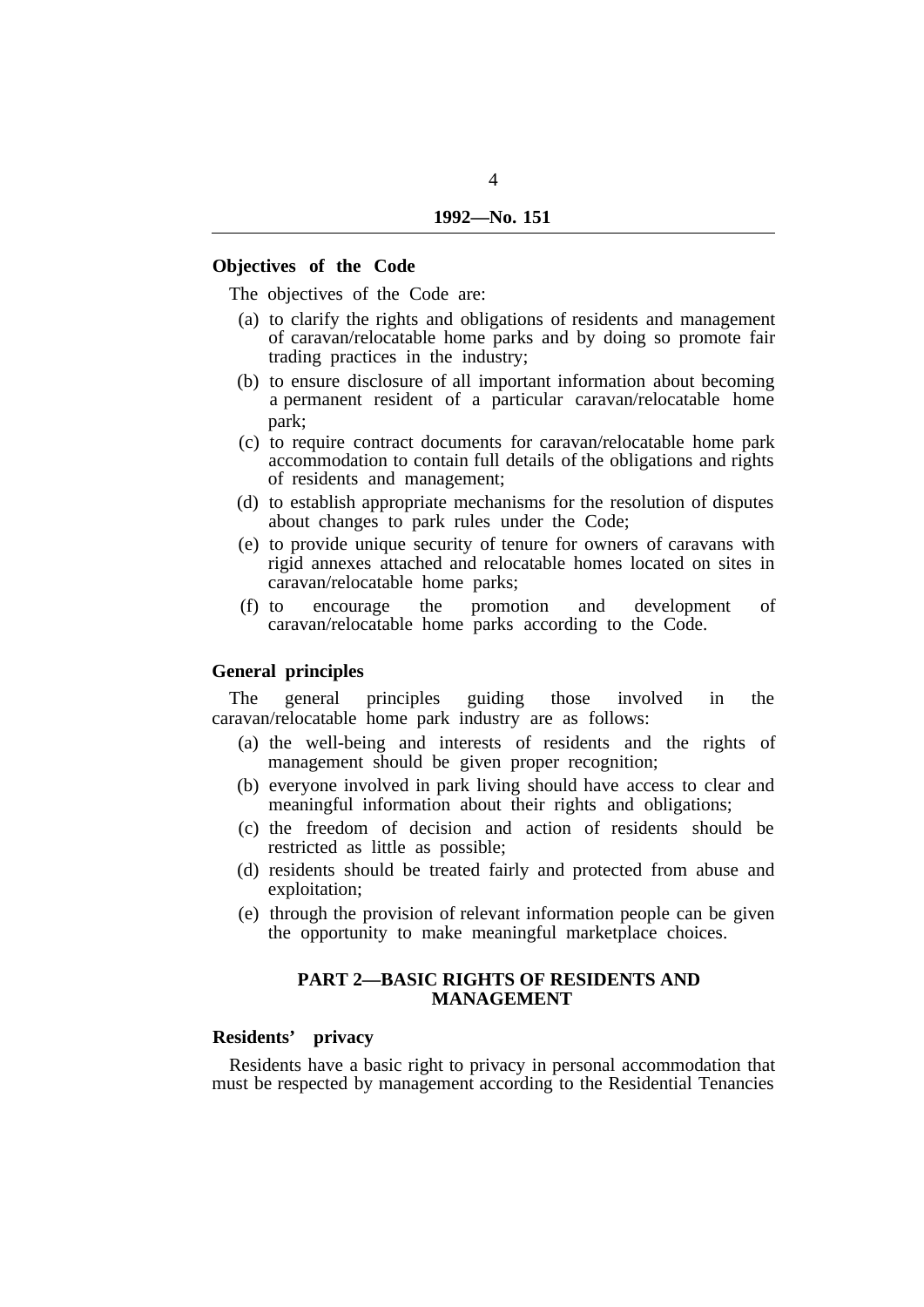**Objectives of the Code**

The objectives of the Code are:

(a) to clarify the rights and obligations of residents and management of caravan/relocatable home parks and by doing so promote fair trading practices in the industry;

(b) to ensure disclosure of all important information about becoming a permanent resident of a particular caravan/relocatable home park;

(c) to require contract documents for caravan/relocatable home park accommodation to contain full details of the obligations and rights of residents and management;

(d) to establish appropriate mechanisms for the resolution of disputes about changes to park rules under the Code;

(e) to provide unique security of tenure for owners of caravans with rigid annexes attached and relocatable homes located on sites in caravan/relocatable home parks;

(f) to encourage the promotion and development of caravan/relocatable home parks according to the Code.

**General principles**

The general principles guiding those involved in the caravan/relocatable home park industry are as follows:

(a) the well-being and interests of residents and the rights of management should be given proper recognition;

(b) everyone involved in park living should have access to clear and meaningful information about their rights and obligations;

(c) the freedom of decision and action of residents should be restricted as little as possible;

(d) residents should be treated fairly and protected from abuse and exploitation;

(e) through the provision of relevant information people can be given the opportunity to make meaningful marketplace choices.

## PART 2—BASIC RIGHTS OF RESIDENTS AND MANAGEMENT

**Residents' privacy**

Residents have a basic right to privacy in personal accommodation that must be respected by management according to the Residential Tenancies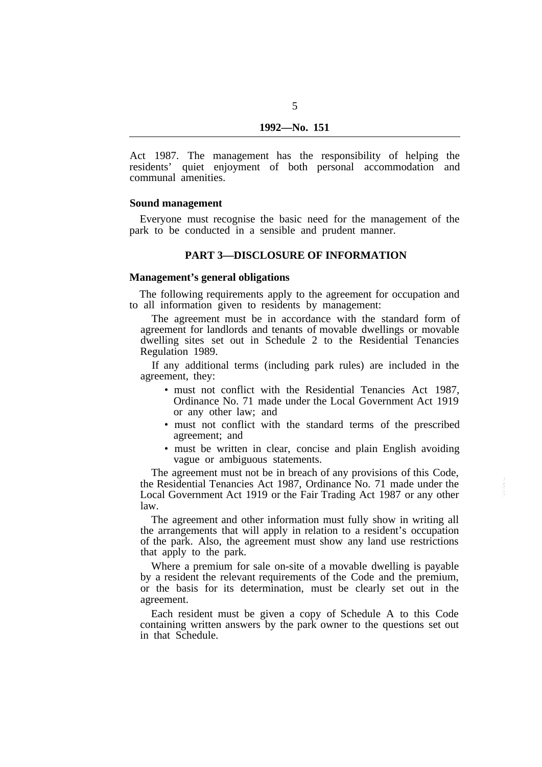Act 1987. The management has the responsibility of helping the residents' quiet enjoyment of both personal accommodation and communal amenities.

**Sound management**

Everyone must recognise the basic need for the management of the park to be conducted in a sensible and prudent manner.

## PART 3—DISCLOSURE OF INFORMATION

**Management's general obligations**

The following requirements apply to the agreement for occupation and to all information given to residents by management:

The agreement must be in accordance with the standard form of agreement for landlords and tenants of movable dwellings or movable dwelling sites set out in Schedule 2 to the Residential Tenancies Regulation 1989.

If any additional terms (including park rules) are included in the agreement, they:

- must not conflict with the Residential Tenancies Act 1987, Ordinance No. 71 made under the Local Government Act 1919 or any other law; and
- must not conflict with the standard terms of the prescribed agreement; and
- must be written in clear, concise and plain English avoiding vague or ambiguous statements.

The agreement must not be in breach of any provisions of this Code, the Residential Tenancies Act 1987, Ordinance No. 71 made under the Local Government Act 1919 or the Fair Trading Act 1987 or any other law.

The agreement and other information must fully show in writing all the arrangements that will apply in relation to a resident's occupation of the park. Also, the agreement must show any land use restrictions that apply to the park.

Where a premium for sale on-site of a movable dwelling is payable by a resident the relevant requirements of the Code and the premium, or the basis for its determination, must be clearly set out in the agreement.

Each resident must be given a copy of Schedule A to this Code containing written answers by the park owner to the questions set out in that Schedule.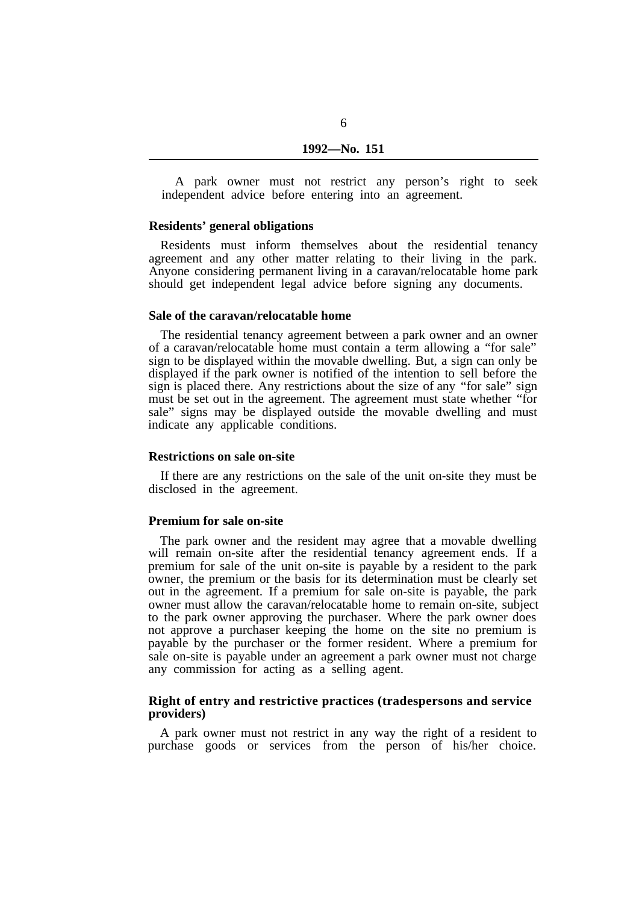A park owner must not restrict any person's right to seek independent advice before entering into an agreement.

**Residents' general obligations**

Residents must inform themselves about the residential tenancy agreement and any other matter relating to their living in the park. Anyone considering permanent living in a caravan/relocatable home park should get independent legal advice before signing any documents.

**Sale of the caravan/relocatable home**

The residential tenancy agreement between a park owner and an owner of a caravan/relocatable home must contain a term allowing a "for sale" sign to be displayed within the movable dwelling. But, a sign can only be displayed if the park owner is notified of the intention to sell before the sign is placed there. Any restrictions about the size of any "for sale" sign must be set out in the agreement. The agreement must state whether "for sale" signs may be displayed outside the movable dwelling and must indicate any applicable conditions.

**Restrictions on sale on-site**

If there are any restrictions on the sale of the unit on-site they must be disclosed in the agreement.

**Premium for sale on-site**

The park owner and the resident may agree that a movable dwelling will remain on-site after the residential tenancy agreement ends. If a premium for sale of the unit on-site is payable by a resident to the park owner, the premium or the basis for its determination must be clearly set out in the agreement. If a premium for sale on-site is payable, the park owner must allow the caravan/relocatable home to remain on-site, subject to the park owner approving the purchaser. Where the park owner does not approve a purchaser keeping the home on the site no premium is payable by the purchaser or the former resident. Where a premium for sale on-site is payable under an agreement a park owner must not charge any commission for acting as a selling agent.

**Right of entry and restrictive practices (tradespersons and service providers)**

A park owner must not restrict in any way the right of a resident to purchase goods or services from the person of his/her choice.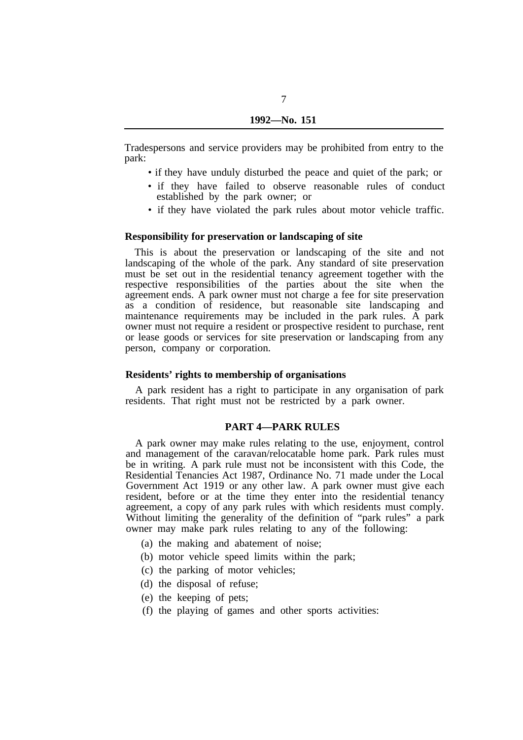Tradespersons and service providers may be prohibited from entry to the park:

- if they have unduly disturbed the peace and quiet of the park; or
- if they have failed to observe reasonable rules of conduct established by the park owner; or
- if they have violated the park rules about motor vehicle traffic.

### Responsibility for preservation or landscaping of site

This is about the preservation or landscaping of the site and not landscaping of the whole of the park. Any standard of site preservation must be set out in the residential tenancy agreement together with the respective responsibilities of the parties about the site when the agreement ends. A park owner must not charge a fee for site preservation as a condition of residence, but reasonable site landscaping and maintenance requirements may be included in the park rules. A park owner must not require a resident or prospective resident to purchase, rent or lease goods or services for site preservation or landscaping from any person, company or corporation.

### Residents' rights to membership of organisations

A park resident has a right to participate in any organisation of park residents. That right must not be restricted by a park owner.

## PART 4—PARK RULES

A park owner may make rules relating to the use, enjoyment, control and management of the caravan/relocatable home park. Park rules must be in writing. A park rule must not be inconsistent with this Code, the Residential Tenancies Act 1987, Ordinance No. 71 made under the Local Government Act 1919 or any other law. A park owner must give each resident, before or at the time they enter into the residential tenancy agreement, a copy of any park rules with which residents must comply. Without limiting the generality of the definition of "park rules" a park owner may make park rules relating to any of the following:

(a) the making and abatement of noise;

(b) motor vehicle speed limits within the park;

(c) the parking of motor vehicles;

(d) the disposal of refuse;

(e) the keeping of pets;

(f) the playing of games and other sports activities: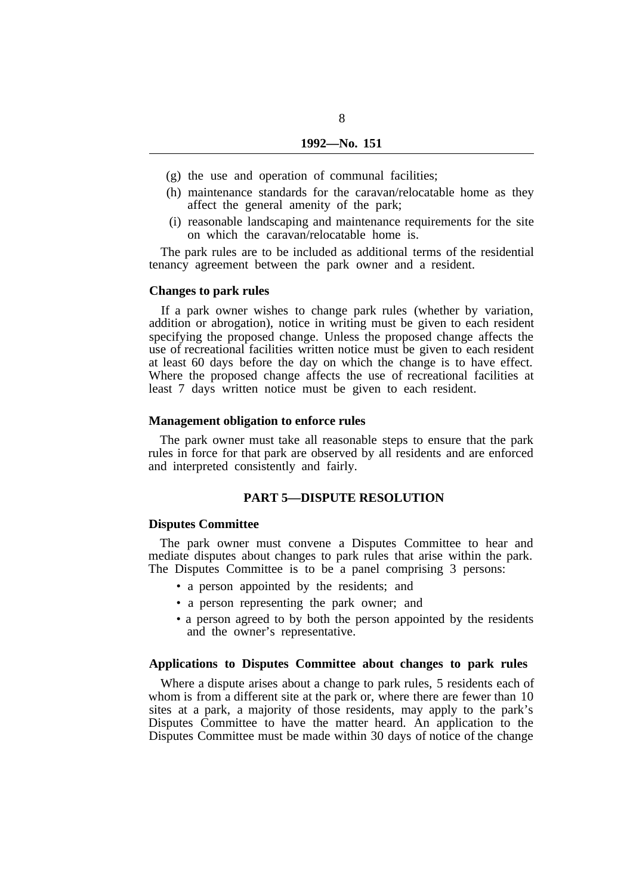(g) the use and operation of communal facilities;

(h) maintenance standards for the caravan/relocatable home as they affect the general amenity of the park;

(i) reasonable landscaping and maintenance requirements for the site on which the caravan/relocatable home is.

The park rules are to be included as additional terms of the residential tenancy agreement between the park owner and a resident.

**Changes to park rules**

If a park owner wishes to change park rules (whether by variation, addition or abrogation), notice in writing must be given to each resident specifying the proposed change. Unless the proposed change affects the use of recreational facilities written notice must be given to each resident at least 60 days before the day on which the change is to have effect. Where the proposed change affects the use of recreational facilities at least 7 days written notice must be given to each resident.

**Management obligation to enforce rules**

The park owner must take all reasonable steps to ensure that the park rules in force for that park are observed by all residents and are enforced and interpreted consistently and fairly.

## PART 5—DISPUTE RESOLUTION

**Disputes Committee**

The park owner must convene a Disputes Committee to hear and mediate disputes about changes to park rules that arise within the park. The Disputes Committee is to be a panel comprising 3 persons:

- a person appointed by the residents; and
- a person representing the park owner; and
- a person agreed to by both the person appointed by the residents and the owner's representative.

**Applications to Disputes Committee about changes to park rules**

Where a dispute arises about a change to park rules, 5 residents each of whom is from a different site at the park or, where there are fewer than 10 sites at a park, a majority of those residents, may apply to the park's Disputes Committee to have the matter heard. An application to the Disputes Committee must be made within 30 days of notice of the change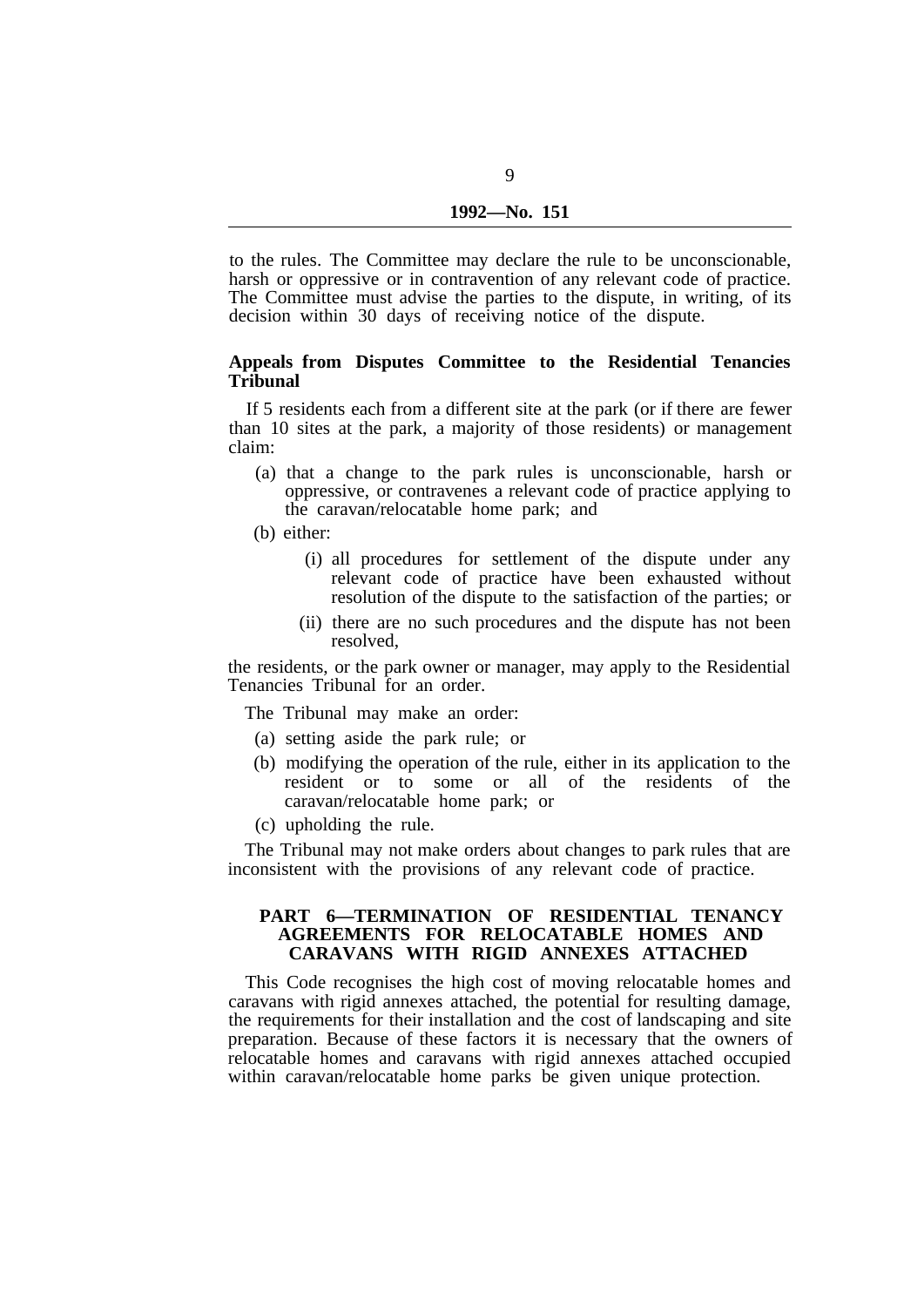to the rules. The Committee may declare the rule to be unconscionable, harsh or oppressive or in contravention of any relevant code of practice. The Committee must advise the parties to the dispute, in writing, of its decision within 30 days of receiving notice of the dispute.

**Appeals from Disputes Committee to the Residential Tenancies Tribunal**

If 5 residents each from a different site at the park (or if there are fewer than 10 sites at the park, a majority of those residents) or management claim:

(a) that a change to the park rules is unconscionable, harsh or oppressive, or contravenes a relevant code of practice applying to the caravan/relocatable home park; and

(b) either:

  (i) all procedures for settlement of the dispute under any relevant code of practice have been exhausted without resolution of the dispute to the satisfaction of the parties; or

  (ii) there are no such procedures and the dispute has not been resolved,

the residents, or the park owner or manager, may apply to the Residential Tenancies Tribunal for an order.

The Tribunal may make an order:

(a) setting aside the park rule; or

(b) modifying the operation of the rule, either in its application to the resident or to some or all of the residents of the caravan/relocatable home park; or

(c) upholding the rule.

The Tribunal may not make orders about changes to park rules that are inconsistent with the provisions of any relevant code of practice.

## PART 6—TERMINATION OF RESIDENTIAL TENANCY AGREEMENTS FOR RELOCATABLE HOMES AND CARAVANS WITH RIGID ANNEXES ATTACHED

This Code recognises the high cost of moving relocatable homes and caravans with rigid annexes attached, the potential for resulting damage, the requirements for their installation and the cost of landscaping and site preparation. Because of these factors it is necessary that the owners of relocatable homes and caravans with rigid annexes attached occupied within caravan/relocatable home parks be given unique protection.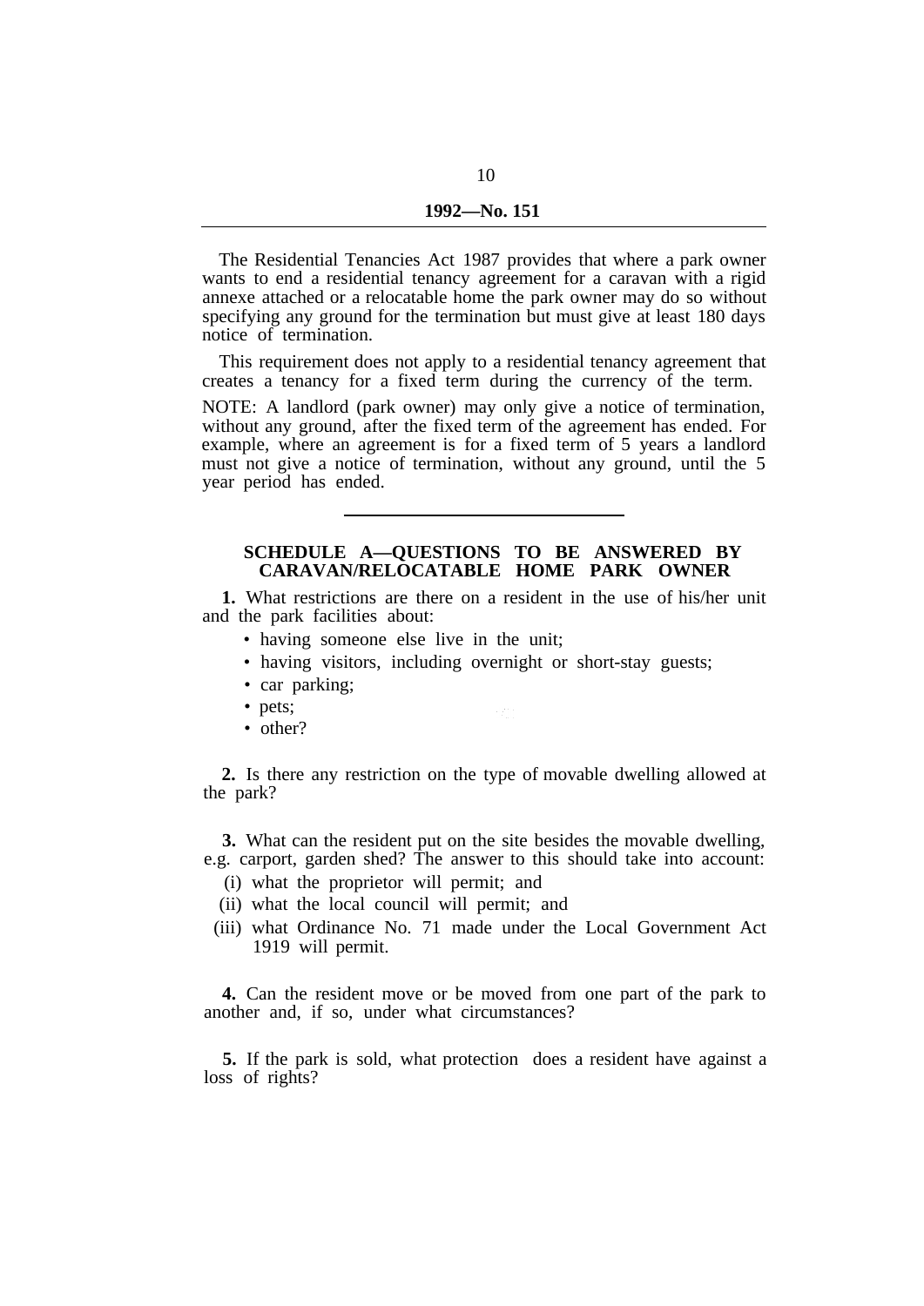The Residential Tenancies Act 1987 provides that where a park owner wants to end a residential tenancy agreement for a caravan with a rigid annexe attached or a relocatable home the park owner may do so without specifying any ground for the termination but must give at least 180 days notice of termination.

This requirement does not apply to a residential tenancy agreement that creates a tenancy for a fixed term during the currency of the term.

NOTE: A landlord (park owner) may only give a notice of termination, without any ground, after the fixed term of the agreement has ended. For example, where an agreement is for a fixed term of 5 years a landlord must not give a notice of termination, without any ground, until the 5 year period has ended.

---

## SCHEDULE A—QUESTIONS TO BE ANSWERED BY CARAVAN/RELOCATABLE HOME PARK OWNER

**1.** What restrictions are there on a resident in the use of his/her unit and the park facilities about:

- having someone else live in the unit;
- having visitors, including overnight or short-stay guests;
- car parking;
- pets;
- other?

**2.** Is there any restriction on the type of movable dwelling allowed at the park?

**3.** What can the resident put on the site besides the movable dwelling, e.g. carport, garden shed? The answer to this should take into account:

(i) what the proprietor will permit; and

(ii) what the local council will permit; and

(iii) what Ordinance No. 71 made under the Local Government Act 1919 will permit.

**4.** Can the resident move or be moved from one part of the park to another and, if so, under what circumstances?

**5.** If the park is sold, what protection does a resident have against a loss of rights?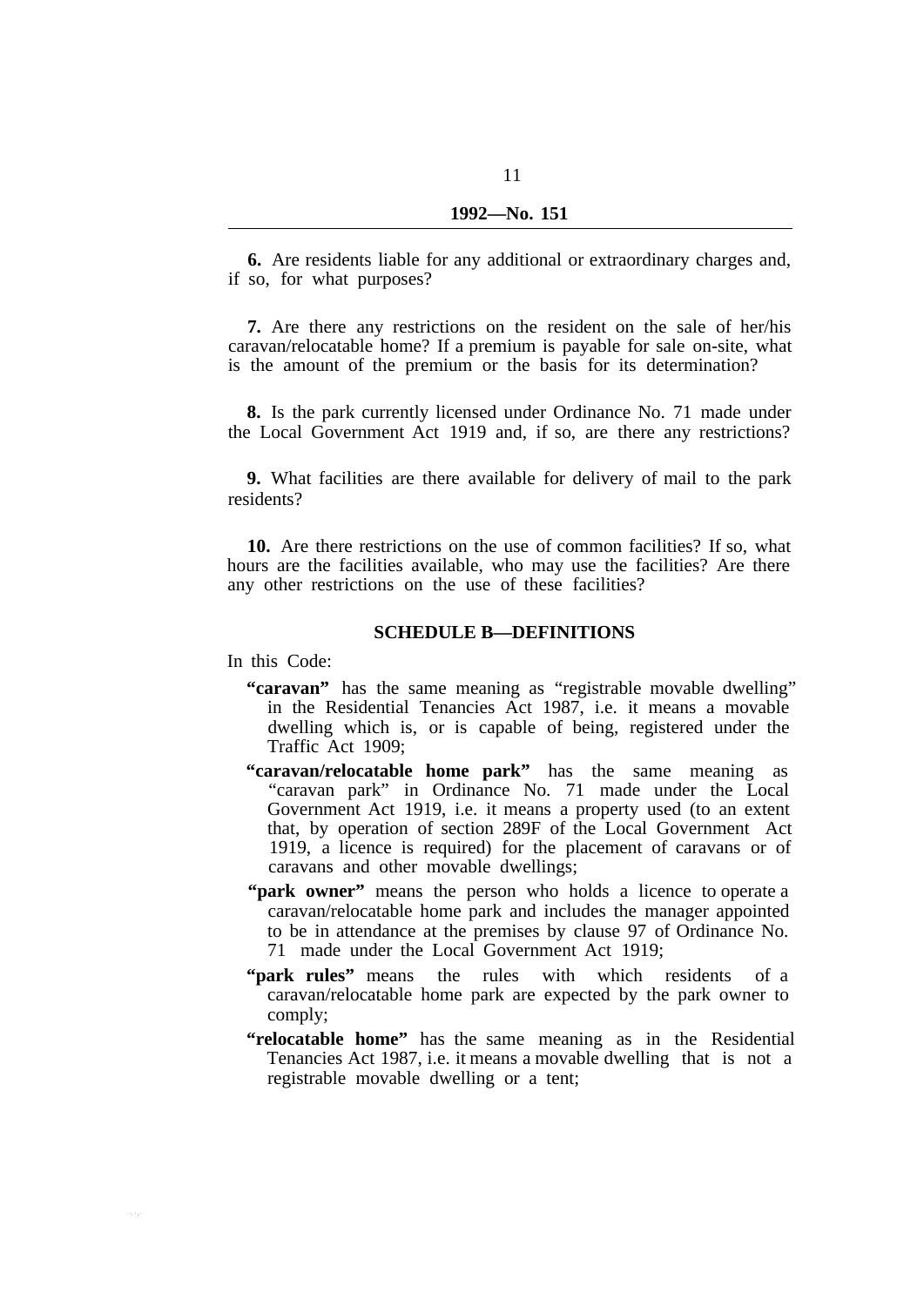**6.** Are residents liable for any additional or extraordinary charges and, if so, for what purposes?

**7.** Are there any restrictions on the resident on the sale of her/his caravan/relocatable home? If a premium is payable for sale on-site, what is the amount of the premium or the basis for its determination?

**8.** Is the park currently licensed under Ordinance No. 71 made under the Local Government Act 1919 and, if so, are there any restrictions?

**9.** What facilities are there available for delivery of mail to the park residents?

**10.** Are there restrictions on the use of common facilities? If so, what hours are the facilities available, who may use the facilities? Are there any other restrictions on the use of these facilities?

## SCHEDULE B—DEFINITIONS

In this Code:

**"caravan"** has the same meaning as "registrable movable dwelling" in the Residential Tenancies Act 1987, i.e. it means a movable dwelling which is, or is capable of being, registered under the Traffic Act 1909;

**"caravan/relocatable home park"** has the same meaning as "caravan park" in Ordinance No. 71 made under the Local Government Act 1919, i.e. it means a property used (to an extent that, by operation of section 289F of the Local Government Act 1919, a licence is required) for the placement of caravans or of caravans and other movable dwellings;

**"park owner"** means the person who holds a licence to operate a caravan/relocatable home park and includes the manager appointed to be in attendance at the premises by clause 97 of Ordinance No. 71 made under the Local Government Act 1919;

**"park rules"** means the rules with which residents of a caravan/relocatable home park are expected by the park owner to comply;

**"relocatable home"** has the same meaning as in the Residential Tenancies Act 1987, i.e. it means a movable dwelling that is not a registrable movable dwelling or a tent;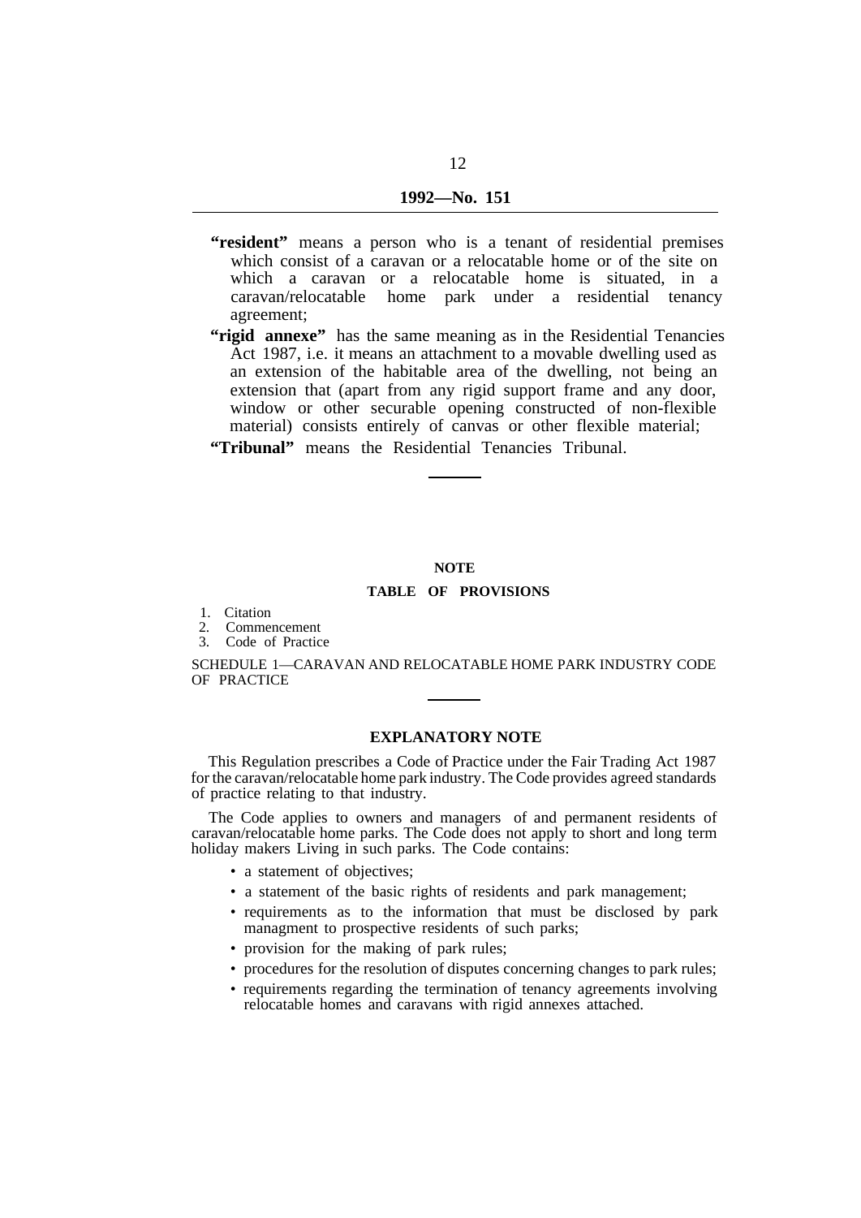**"resident"** means a person who is a tenant of residential premises which consist of a caravan or a relocatable home or of the site on which a caravan or a relocatable home is situated, in a caravan/relocatable home park under a residential tenancy agreement;

**"rigid annexe"** has the same meaning as in the Residential Tenancies Act 1987, i.e. it means an attachment to a movable dwelling used as an extension of the habitable area of the dwelling, not being an extension that (apart from any rigid support frame and any door, window or other securable opening constructed of non-flexible material) consists entirely of canvas or other flexible material;

**"Tribunal"** means the Residential Tenancies Tribunal.

---

**NOTE**

**TABLE OF PROVISIONS**

1. Citation
2. Commencement
3. Code of Practice

SCHEDULE 1—CARAVAN AND RELOCATABLE HOME PARK INDUSTRY CODE OF PRACTICE

---

## EXPLANATORY NOTE

This Regulation prescribes a Code of Practice under the Fair Trading Act 1987 for the caravan/relocatable home park industry. The Code provides agreed standards of practice relating to that industry.

The Code applies to owners and managers of and permanent residents of caravan/relocatable home parks. The Code does not apply to short and long term holiday makers Living in such parks. The Code contains:

- a statement of objectives;
- a statement of the basic rights of residents and park management;
- requirements as to the information that must be disclosed by park managment to prospective residents of such parks;
- provision for the making of park rules;
- procedures for the resolution of disputes concerning changes to park rules;
- requirements regarding the termination of tenancy agreements involving relocatable homes and caravans with rigid annexes attached.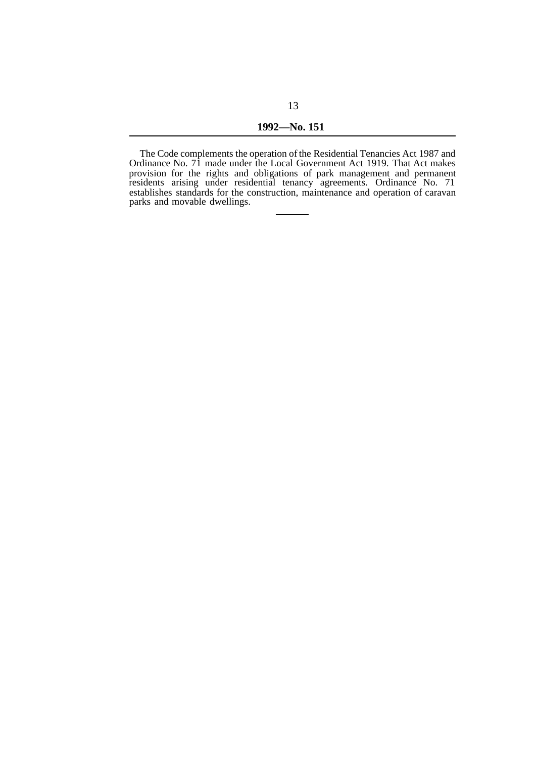The Code complements the operation of the Residential Tenancies Act 1987 and Ordinance No. 71 made under the Local Government Act 1919. That Act makes provision for the rights and obligations of park management and permanent residents arising under residential tenancy agreements. Ordinance No. 71 establishes standards for the construction, maintenance and operation of caravan parks and movable dwellings.